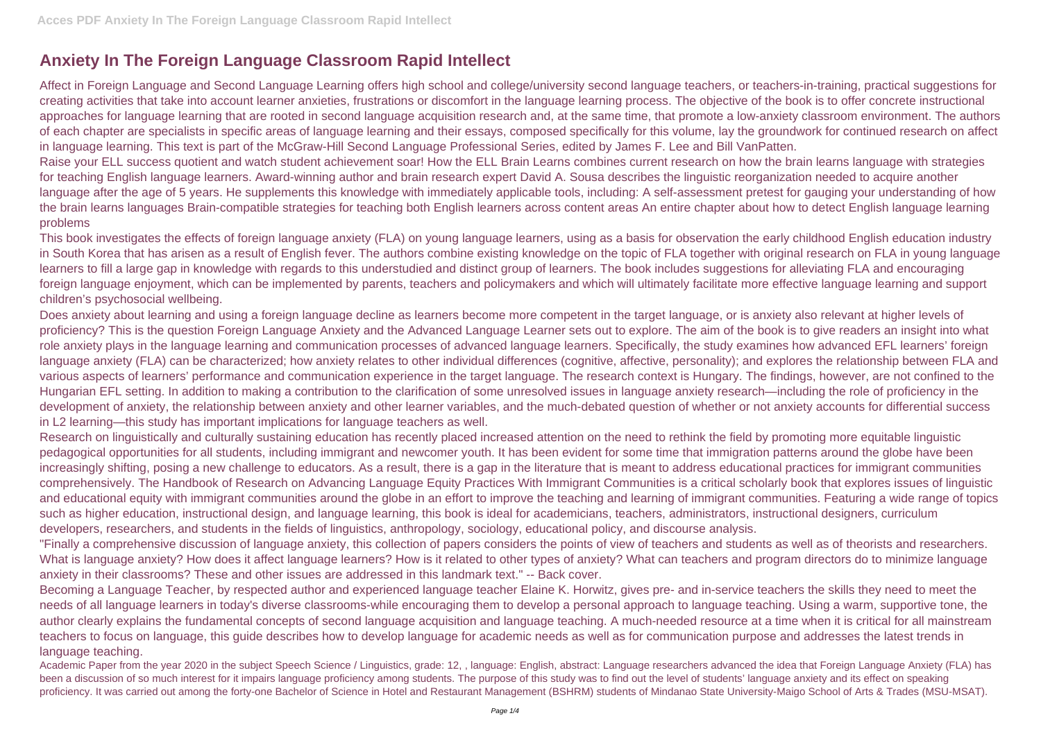# Anxiety In The Foreign Language Classroom Rapid Intellect

Affect in Foreign Language and Second Language Learning offers high school and college/university second language teachers, or teachers-in-training, practical suggestions for creating activities that take into account learner anxieties, frustrations or discomfort in the language learning process. The objective of the book is to offer concrete instructional approaches for language learning that are rooted in second language acquisition research and, at the same time, that promote a low-anxiety classroom environment. The authors of each chapter are specialists in specific areas of language learning and their essays, composed specifically for this volume, lay the groundwork for continued research on affect in language learning. This text is part of the McGraw-Hill Second Language Professional Series, edited by James F. Lee and Bill VanPatten.

Raise your ELL success quotient and watch student achievement soar! How the ELL Brain Learns combines current research on how the brain learns language with strategies for teaching English language learners. Award-winning author and brain research expert David A. Sousa describes the linguistic reorganization needed to acquire another language after the age of 5 years. He supplements this knowledge with immediately applicable tools, including: A self-assessment pretest for gauging your understanding of how the brain learns languages Brain-compatible strategies for teaching both English learners across content areas An entire chapter about how to detect English language learning problems

This book investigates the effects of foreign language anxiety (FLA) on young language learners, using as a basis for observation the early childhood English education industry in South Korea that has arisen as a result of English fever. The authors combine existing knowledge on the topic of FLA together with original research on FLA in young language learners to fill a large gap in knowledge with regards to this understudied and distinct group of learners. The book includes suggestions for alleviating FLA and encouraging foreign language enjoyment, which can be implemented by parents, teachers and policymakers and which will ultimately facilitate more effective language learning and support children's psychosocial wellbeing.

Does anxiety about learning and using a foreign language decline as learners become more competent in the target language, or is anxiety also relevant at higher levels of proficiency? This is the question Foreign Language Anxiety and the Advanced Language Learner sets out to explore. The aim of the book is to give readers an insight into what role anxiety plays in the language learning and communication processes of advanced language learners. Specifically, the study examines how advanced EFL learners' foreign language anxiety (FLA) can be characterized; how anxiety relates to other individual differences (cognitive, affective, personality); and explores the relationship between FLA and various aspects of learners' performance and communication experience in the target language. The research context is Hungary. The findings, however, are not confined to the Hungarian EFL setting. In addition to making a contribution to the clarification of some unresolved issues in language anxiety research—including the role of proficiency in the development of anxiety, the relationship between anxiety and other learner variables, and the much-debated question of whether or not anxiety accounts for differential success in L2 learning—this study has important implications for language teachers as well.

Research on linguistically and culturally sustaining education has recently placed increased attention on the need to rethink the field by promoting more equitable linguistic pedagogical opportunities for all students, including immigrant and newcomer youth. It has been evident for some time that immigration patterns around the globe have been increasingly shifting, posing a new challenge to educators. As a result, there is a gap in the literature that is meant to address educational practices for immigrant communities comprehensively. The Handbook of Research on Advancing Language Equity Practices With Immigrant Communities is a critical scholarly book that explores issues of linguistic and educational equity with immigrant communities around the globe in an effort to improve the teaching and learning of immigrant communities. Featuring a wide range of topics such as higher education, instructional design, and language learning, this book is ideal for academicians, teachers, administrators, instructional designers, curriculum developers, researchers, and students in the fields of linguistics, anthropology, sociology, educational policy, and discourse analysis.

"Finally a comprehensive discussion of language anxiety, this collection of papers considers the points of view of teachers and students as well as of theorists and researchers. What is language anxiety? How does it affect language learners? How is it related to other types of anxiety? What can teachers and program directors do to minimize language anxiety in their classrooms? These and other issues are addressed in this landmark text." -- Back cover.

Becoming a Language Teacher, by respected author and experienced language teacher Elaine K. Horwitz, gives pre- and in-service teachers the skills they need to meet the needs of all language learners in today's diverse classrooms-while encouraging them to develop a personal approach to language teaching. Using a warm, supportive tone, the author clearly explains the fundamental concepts of second language acquisition and language teaching. A much-needed resource at a time when it is critical for all mainstream teachers to focus on language, this guide describes how to develop language for academic needs as well as for communication purpose and addresses the latest trends in language teaching.

Academic Paper from the year 2020 in the subject Speech Science / Linguistics, grade: 12, , language: English, abstract: Language researchers advanced the idea that Foreign Language Anxiety (FLA) has been a discussion of so much interest for it impairs language proficiency among students. The purpose of this study was to find out the level of students' language anxiety and its effect on speaking proficiency. It was carried out among the forty-one Bachelor of Science in Hotel and Restaurant Management (BSHRM) students of Mindanao State University-Maigo School of Arts & Trades (MSU-MSAT).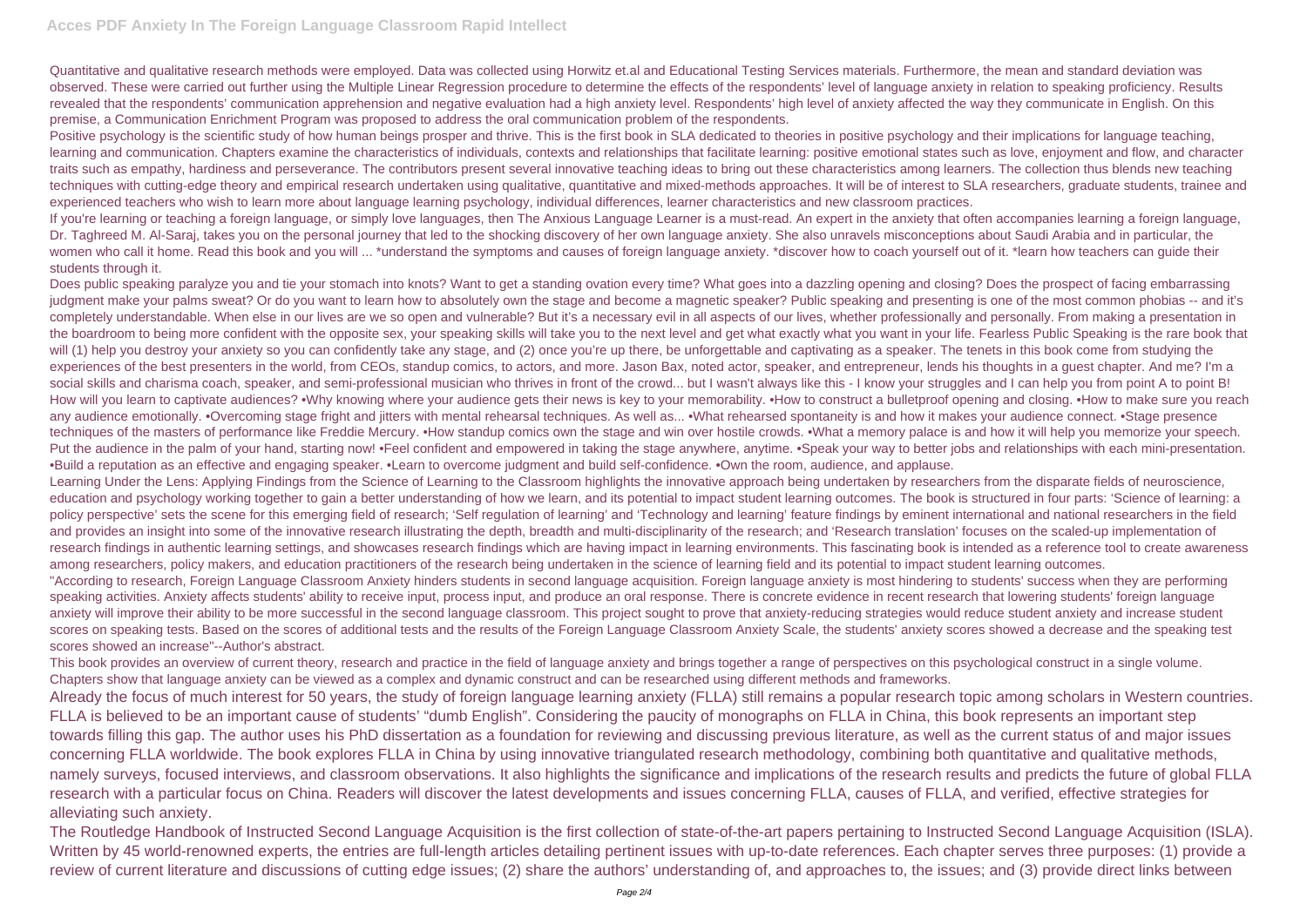Quantitative and qualitative research methods were employed. Data was collected using Horwitz et.al and Educational Testing Services materials. Furthermore, the mean and standard deviation was observed. These were carried out further using the Multiple Linear Regression procedure to determine the effects of the respondents' level of language anxiety in relation to speaking proficiency. Results revealed that the respondents' communication apprehension and negative evaluation had a high anxiety level. Respondents' high level of anxiety affected the way they communicate in English. On this premise, a Communication Enrichment Program was proposed to address the oral communication problem of the respondents.

Positive psychology is the scientific study of how human beings prosper and thrive. This is the first book in SLA dedicated to theories in positive psychology and their implications for language teaching, learning and communication. Chapters examine the characteristics of individuals, contexts and relationships that facilitate learning: positive emotional states such as love, enjoyment and flow, and character traits such as empathy, hardiness and perseverance. The contributors present several innovative teaching ideas to bring out these characteristics among learners. The collection thus blends new teaching techniques with cutting-edge theory and empirical research undertaken using qualitative, quantitative and mixed-methods approaches. It will be of interest to SLA researchers, graduate students, trainee and experienced teachers who wish to learn more about language learning psychology, individual differences, learner characteristics and new classroom practices.

If you're learning or teaching a foreign language, or simply love languages, then The Anxious Language Learner is a must-read. An expert in the anxiety that often accompanies learning a foreign language, Dr. Taghreed M. Al-Saraj, takes you on the personal journey that led to the shocking discovery of her own language anxiety. She also unravels misconceptions about Saudi Arabia and in particular, the women who call it home. Read this book and you will ... *understand the symptoms and causes of foreign language anxiety. *discover how to coach yourself out of it. *learn how teachers can guide their students through it.

Does public speaking paralyze you and tie your stomach into knots? Want to get a standing ovation every time? What goes into a dazzling opening and closing? Does the prospect of facing embarrassing judgment make your palms sweat? Or do you want to learn how to absolutely own the stage and become a magnetic speaker? Public speaking and presenting is one of the most common phobias -- and it's completely understandable. When else in our lives are we so open and vulnerable? But it's a necessary evil in all aspects of our lives, whether professionally and personally. From making a presentation in the boardroom to being more confident with the opposite sex, your speaking skills will take you to the next level and get what exactly what you want in your life. Fearless Public Speaking is the rare book that will (1) help you destroy your anxiety so you can confidently take any stage, and (2) once you're up there, be unforgettable and captivating as a speaker. The tenets in this book come from studying the experiences of the best presenters in the world, from CEOs, standup comics, to actors, and more. Jason Bax, noted actor, speaker, and entrepreneur, lends his thoughts in a guest chapter. And me? I'm a social skills and charisma coach, speaker, and semi-professional musician who thrives in front of the crowd... but I wasn't always like this - I know your struggles and I can help you from point A to point B! How will you learn to captivate audiences? •Why knowing where your audience gets their news is key to your memorability. •How to construct a bulletproof opening and closing. •How to make sure you reach any audience emotionally. •Overcoming stage fright and jitters with mental rehearsal techniques. As well as... •What rehearsed spontaneity is and how it makes your audience connect. •Stage presence techniques of the masters of performance like Freddie Mercury. •How standup comics own the stage and win over hostile crowds. •What a memory palace is and how it will help you memorize your speech. Put the audience in the palm of your hand, starting now! •Feel confident and empowered in taking the stage anywhere, anytime. •Speak your way to better jobs and relationships with each mini-presentation. •Build a reputation as an effective and engaging speaker. •Learn to overcome judgment and build self-confidence. •Own the room, audience, and applause.

Learning Under the Lens: Applying Findings from the Science of Learning to the Classroom highlights the innovative approach being undertaken by researchers from the disparate fields of neuroscience, education and psychology working together to gain a better understanding of how we learn, and its potential to impact student learning outcomes. The book is structured in four parts: 'Science of learning: a policy perspective' sets the scene for this emerging field of research; 'Self regulation of learning' and 'Technology and learning' feature findings by eminent international and national researchers in the field and provides an insight into some of the innovative research illustrating the depth, breadth and multi-disciplinarity of the research; and 'Research translation' focuses on the scaled-up implementation of research findings in authentic learning settings, and showcases research findings which are having impact in learning environments. This fascinating book is intended as a reference tool to create awareness among researchers, policy makers, and education practitioners of the research being undertaken in the science of learning field and its potential to impact student learning outcomes.

"According to research, Foreign Language Classroom Anxiety hinders students in second language acquisition. Foreign language anxiety is most hindering to students' success when they are performing speaking activities. Anxiety affects students' ability to receive input, process input, and produce an oral response. There is concrete evidence in recent research that lowering students' foreign language anxiety will improve their ability to be more successful in the second language classroom. This project sought to prove that anxiety-reducing strategies would reduce student anxiety and increase student scores on speaking tests. Based on the scores of additional tests and the results of the Foreign Language Classroom Anxiety Scale, the students' anxiety scores showed a decrease and the speaking test scores showed an increase"--Author's abstract.

This book provides an overview of current theory, research and practice in the field of language anxiety and brings together a range of perspectives on this psychological construct in a single volume. Chapters show that language anxiety can be viewed as a complex and dynamic construct and can be researched using different methods and frameworks.

Already the focus of much interest for 50 years, the study of foreign language learning anxiety (FLLA) still remains a popular research topic among scholars in Western countries. FLLA is believed to be an important cause of students' "dumb English". Considering the paucity of monographs on FLLA in China, this book represents an important step towards filling this gap. The author uses his PhD dissertation as a foundation for reviewing and discussing previous literature, as well as the current status of and major issues concerning FLLA worldwide. The book explores FLLA in China by using innovative triangulated research methodology, combining both quantitative and qualitative methods, namely surveys, focused interviews, and classroom observations. It also highlights the significance and implications of the research results and predicts the future of global FLLA research with a particular focus on China. Readers will discover the latest developments and issues concerning FLLA, causes of FLLA, and verified, effective strategies for alleviating such anxiety.

The Routledge Handbook of Instructed Second Language Acquisition is the first collection of state-of-the-art papers pertaining to Instructed Second Language Acquisition (ISLA). Written by 45 world-renowned experts, the entries are full-length articles detailing pertinent issues with up-to-date references. Each chapter serves three purposes: (1) provide a review of current literature and discussions of cutting edge issues; (2) share the authors' understanding of, and approaches to, the issues; and (3) provide direct links between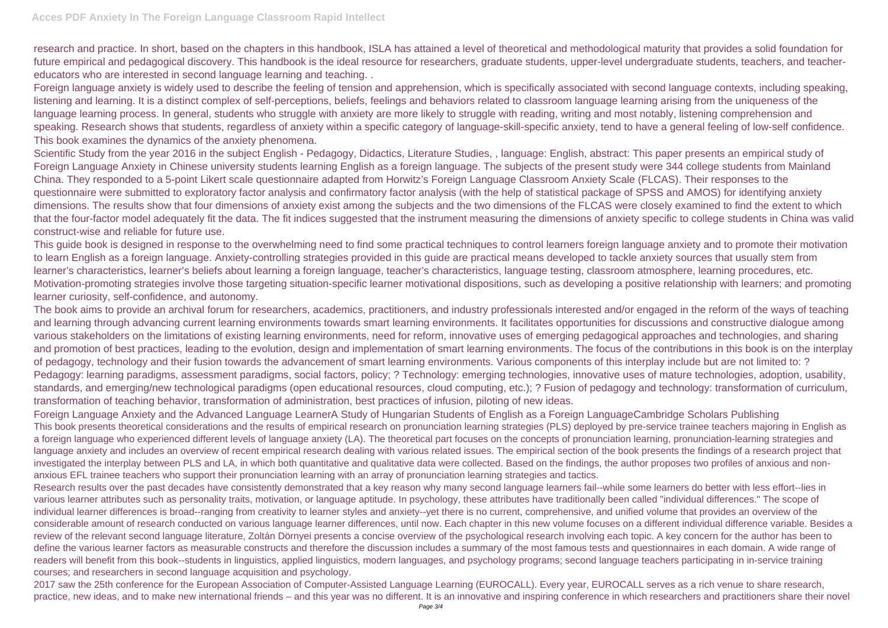research and practice. In short, based on the chapters in this handbook, ISLA has attained a level of theoretical and methodological maturity that provides a solid foundation for future empirical and pedagogical discovery. This handbook is the ideal resource for researchers, graduate students, upper-level undergraduate students, teachers, and teacher-educators who are interested in second language learning and teaching. .

Foreign language anxiety is widely used to describe the feeling of tension and apprehension, which is specifically associated with second language contexts, including speaking, listening and learning. It is a distinct complex of self-perceptions, beliefs, feelings and behaviors related to classroom language learning arising from the uniqueness of the language learning process. In general, students who struggle with anxiety are more likely to struggle with reading, writing and most notably, listening comprehension and speaking. Research shows that students, regardless of anxiety within a specific category of language-skill-specific anxiety, tend to have a general feeling of low-self confidence. This book examines the dynamics of the anxiety phenomena.

Scientific Study from the year 2016 in the subject English - Pedagogy, Didactics, Literature Studies, , language: English, abstract: This paper presents an empirical study of Foreign Language Anxiety in Chinese university students learning English as a foreign language. The subjects of the present study were 344 college students from Mainland China. They responded to a 5-point Likert scale questionnaire adapted from Horwitz's Foreign Language Classroom Anxiety Scale (FLCAS). Their responses to the questionnaire were submitted to exploratory factor analysis and confirmatory factor analysis (with the help of statistical package of SPSS and AMOS) for identifying anxiety dimensions. The results show that four dimensions of anxiety exist among the subjects and the two dimensions of the FLCAS were closely examined to find the extent to which that the four-factor model adequately fit the data. The fit indices suggested that the instrument measuring the dimensions of anxiety specific to college students in China was valid construct-wise and reliable for future use.

This guide book is designed in response to the overwhelming need to find some practical techniques to control learners foreign language anxiety and to promote their motivation to learn English as a foreign language. Anxiety-controlling strategies provided in this guide are practical means developed to tackle anxiety sources that usually stem from learner's characteristics, learner's beliefs about learning a foreign language, teacher's characteristics, language testing, classroom atmosphere, learning procedures, etc. Motivation-promoting strategies involve those targeting situation-specific learner motivational dispositions, such as developing a positive relationship with learners; and promoting learner curiosity, self-confidence, and autonomy.

The book aims to provide an archival forum for researchers, academics, practitioners, and industry professionals interested and/or engaged in the reform of the ways of teaching and learning through advancing current learning environments towards smart learning environments. It facilitates opportunities for discussions and constructive dialogue among various stakeholders on the limitations of existing learning environments, need for reform, innovative uses of emerging pedagogical approaches and technologies, and sharing and promotion of best practices, leading to the evolution, design and implementation of smart learning environments. The focus of the contributions in this book is on the interplay of pedagogy, technology and their fusion towards the advancement of smart learning environments. Various components of this interplay include but are not limited to: ? Pedagogy: learning paradigms, assessment paradigms, social factors, policy; ? Technology: emerging technologies, innovative uses of mature technologies, adoption, usability, standards, and emerging/new technological paradigms (open educational resources, cloud computing, etc.); ? Fusion of pedagogy and technology: transformation of curriculum, transformation of teaching behavior, transformation of administration, best practices of infusion, piloting of new ideas.

Foreign Language Anxiety and the Advanced Language LearnerA Study of Hungarian Students of English as a Foreign LanguageCambridge Scholars Publishing

This book presents theoretical considerations and the results of empirical research on pronunciation learning strategies (PLS) deployed by pre-service trainee teachers majoring in English as a foreign language who experienced different levels of language anxiety (LA). The theoretical part focuses on the concepts of pronunciation learning, pronunciation-learning strategies and language anxiety and includes an overview of recent empirical research dealing with various related issues. The empirical section of the book presents the findings of a research project that investigated the interplay between PLS and LA, in which both quantitative and qualitative data were collected. Based on the findings, the author proposes two profiles of anxious and non-anxious EFL trainee teachers who support their pronunciation learning with an array of pronunciation learning strategies and tactics.

Research results over the past decades have consistently demonstrated that a key reason why many second language learners fail--while some learners do better with less effort--lies in various learner attributes such as personality traits, motivation, or language aptitude. In psychology, these attributes have traditionally been called "individual differences." The scope of individual learner differences is broad--ranging from creativity to learner styles and anxiety--yet there is no current, comprehensive, and unified volume that provides an overview of the considerable amount of research conducted on various language learner differences, until now. Each chapter in this new volume focuses on a different individual difference variable. Besides a review of the relevant second language literature, Zoltán Dörnyei presents a concise overview of the psychological research involving each topic. A key concern for the author has been to define the various learner factors as measurable constructs and therefore the discussion includes a summary of the most famous tests and questionnaires in each domain. A wide range of readers will benefit from this book--students in linguistics, applied linguistics, modern languages, and psychology programs; second language teachers participating in in-service training courses; and researchers in second language acquisition and psychology.

2017 saw the 25th conference for the European Association of Computer-Assisted Language Learning (EUROCALL). Every year, EUROCALL serves as a rich venue to share research, practice, new ideas, and to make new international friends – and this year was no different. It is an innovative and inspiring conference in which researchers and practitioners share their novel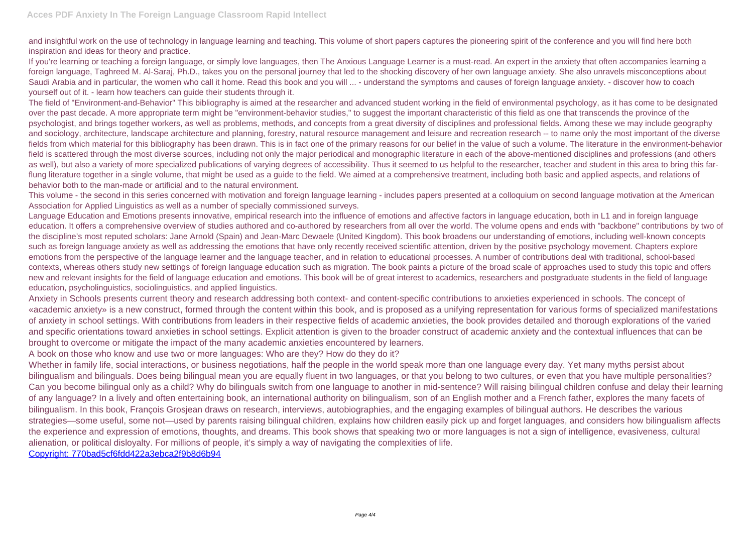and insightful work on the use of technology in language learning and teaching. This volume of short papers captures the pioneering spirit of the conference and you will find here both inspiration and ideas for theory and practice.

If you're learning or teaching a foreign language, or simply love languages, then The Anxious Language Learner is a must-read. An expert in the anxiety that often accompanies learning a foreign language, Taghreed M. Al-Saraj, Ph.D., takes you on the personal journey that led to the shocking discovery of her own language anxiety. She also unravels misconceptions about Saudi Arabia and in particular, the women who call it home. Read this book and you will ... - understand the symptoms and causes of foreign language anxiety. - discover how to coach yourself out of it. - learn how teachers can guide their students through it.

The field of "Environment-and-Behavior" This bibliography is aimed at the researcher and advanced student working in the field of environmental psychology, as it has come to be designated over the past decade. A more appropriate term might be "environment-behavior studies," to suggest the important characteristic of this field as one that transcends the province of the psychologist, and brings together workers, as well as problems, methods, and concepts from a great diversity of disciplines and professional fields. Among these we may include geography and sociology, architecture, landscape architecture and planning, forestry, natural resource management and leisure and recreation research -- to name only the most important of the diverse fields from which material for this bibliography has been drawn. This is in fact one of the primary reasons for our belief in the value of such a volume. The literature in the environment-behavior field is scattered through the most diverse sources, including not only the major periodical and monographic literature in each of the above-mentioned disciplines and professions (and others as well), but also a variety of more specialized publications of varying degrees of accessibility. Thus it seemed to us helpful to the researcher, teacher and student in this area to bring this far-flung literature together in a single volume, that might be used as a guide to the field. We aimed at a comprehensive treatment, including both basic and applied aspects, and relations of behavior both to the man-made or artificial and to the natural environment.

This volume - the second in this series concerned with motivation and foreign language learning - includes papers presented at a colloquium on second language motivation at the American Association for Applied Linguistics as well as a number of specially commissioned surveys.

Language Education and Emotions presents innovative, empirical research into the influence of emotions and affective factors in language education, both in L1 and in foreign language education. It offers a comprehensive overview of studies authored and co-authored by researchers from all over the world. The volume opens and ends with "backbone" contributions by two of the discipline's most reputed scholars: Jane Arnold (Spain) and Jean-Marc Dewaele (United Kingdom). This book broadens our understanding of emotions, including well-known concepts such as foreign language anxiety as well as addressing the emotions that have only recently received scientific attention, driven by the positive psychology movement. Chapters explore emotions from the perspective of the language learner and the language teacher, and in relation to educational processes. A number of contributions deal with traditional, school-based contexts, whereas others study new settings of foreign language education such as migration. The book paints a picture of the broad scale of approaches used to study this topic and offers new and relevant insights for the field of language education and emotions. This book will be of great interest to academics, researchers and postgraduate students in the field of language education, psycholinguistics, sociolinguistics, and applied linguistics.

Anxiety in Schools presents current theory and research addressing both context- and content-specific contributions to anxieties experienced in schools. The concept of «academic anxiety» is a new construct, formed through the content within this book, and is proposed as a unifying representation for various forms of specialized manifestations of anxiety in school settings. With contributions from leaders in their respective fields of academic anxieties, the book provides detailed and thorough explorations of the varied and specific orientations toward anxieties in school settings. Explicit attention is given to the broader construct of academic anxiety and the contextual influences that can be brought to overcome or mitigate the impact of the many academic anxieties encountered by learners.

A book on those who know and use two or more languages: Who are they? How do they do it?

Whether in family life, social interactions, or business negotiations, half the people in the world speak more than one language every day. Yet many myths persist about bilingualism and bilinguals. Does being bilingual mean you are equally fluent in two languages, or that you belong to two cultures, or even that you have multiple personalities? Can you become bilingual only as a child? Why do bilinguals switch from one language to another in mid-sentence? Will raising bilingual children confuse and delay their learning of any language? In a lively and often entertaining book, an international authority on bilingualism, son of an English mother and a French father, explores the many facets of bilingualism. In this book, François Grosjean draws on research, interviews, autobiographies, and the engaging examples of bilingual authors. He describes the various strategies—some useful, some not—used by parents raising bilingual children, explains how children easily pick up and forget languages, and considers how bilingualism affects the experience and expression of emotions, thoughts, and dreams. This book shows that speaking two or more languages is not a sign of intelligence, evasiveness, cultural alienation, or political disloyalty. For millions of people, it's simply a way of navigating the complexities of life.

Copyright: 770bad5cf6fdd422a3ebca2f9b8d6b94